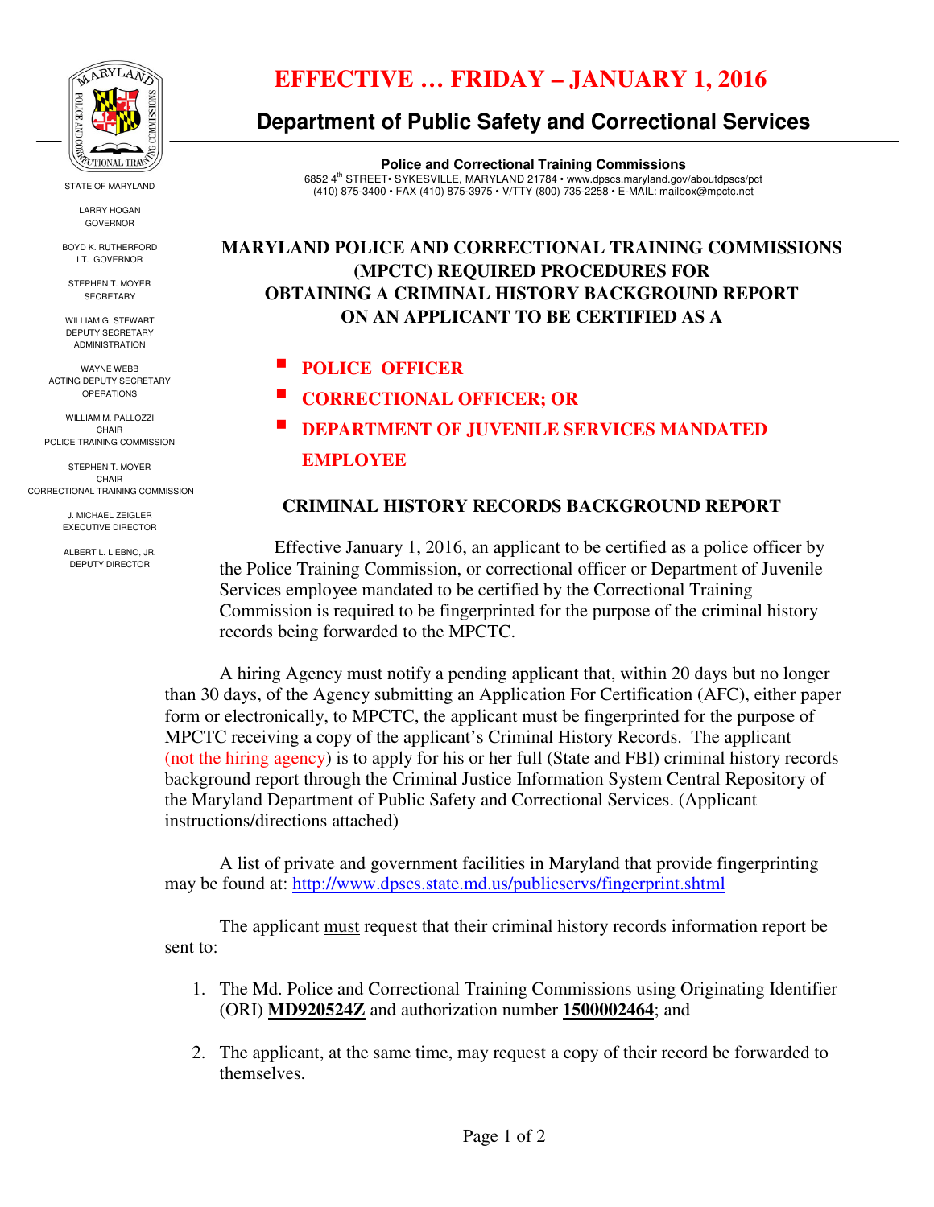# EFFECTIVE … FRIDAY – JANUARY 1, 2016

## Department of Public Safety and Correctional Services

**Police and Correctional Training Commissions**
6852 4th STREET• SYKESVILLE, MARYLAND 21784 • www.dpscs.maryland.gov/aboutdpscs/pct
(410) 875-3400 • FAX (410) 875-3975 • V/TTY (800) 735-2258 • E-MAIL: mailbox@mpctc.net

STATE OF MARYLAND

LARRY HOGAN
GOVERNOR

BOYD K. RUTHERFORD
LT. GOVERNOR

STEPHEN T. MOYER
SECRETARY

WILLIAM G. STEWART
DEPUTY SECRETARY
ADMINISTRATION

WAYNE WEBB
ACTING DEPUTY SECRETARY
OPERATIONS

WILLIAM M. PALLOZZI
CHAIR
POLICE TRAINING COMMISSION

STEPHEN T. MOYER
CHAIR
CORRECTIONAL TRAINING COMMISSION

J. MICHAEL ZEIGLER
EXECUTIVE DIRECTOR

ALBERT L. LIEBNO, JR.
DEPUTY DIRECTOR

## MARYLAND POLICE AND CORRECTIONAL TRAINING COMMISSIONS (MPCTC) REQUIRED PROCEDURES FOR OBTAINING A CRIMINAL HISTORY BACKGROUND REPORT ON AN APPLICANT TO BE CERTIFIED AS A

- **POLICE OFFICER**
- **CORRECTIONAL OFFICER; OR**
- **DEPARTMENT OF JUVENILE SERVICES MANDATED EMPLOYEE**

### CRIMINAL HISTORY RECORDS BACKGROUND REPORT

Effective January 1, 2016, an applicant to be certified as a police officer by the Police Training Commission, or correctional officer or Department of Juvenile Services employee mandated to be certified by the Correctional Training Commission is required to be fingerprinted for the purpose of the criminal history records being forwarded to the MPCTC.

A hiring Agency must notify a pending applicant that, within 20 days but no longer than 30 days, of the Agency submitting an Application For Certification (AFC), either paper form or electronically, to MPCTC, the applicant must be fingerprinted for the purpose of MPCTC receiving a copy of the applicant's Criminal History Records. The applicant (not the hiring agency) is to apply for his or her full (State and FBI) criminal history records background report through the Criminal Justice Information System Central Repository of the Maryland Department of Public Safety and Correctional Services. (Applicant instructions/directions attached)

A list of private and government facilities in Maryland that provide fingerprinting may be found at: http://www.dpscs.state.md.us/publicservs/fingerprint.shtml

The applicant must request that their criminal history records information report be sent to:

1. The Md. Police and Correctional Training Commissions using Originating Identifier (ORI) **MD920524Z** and authorization number **1500002464**; and

2. The applicant, at the same time, may request a copy of their record be forwarded to themselves.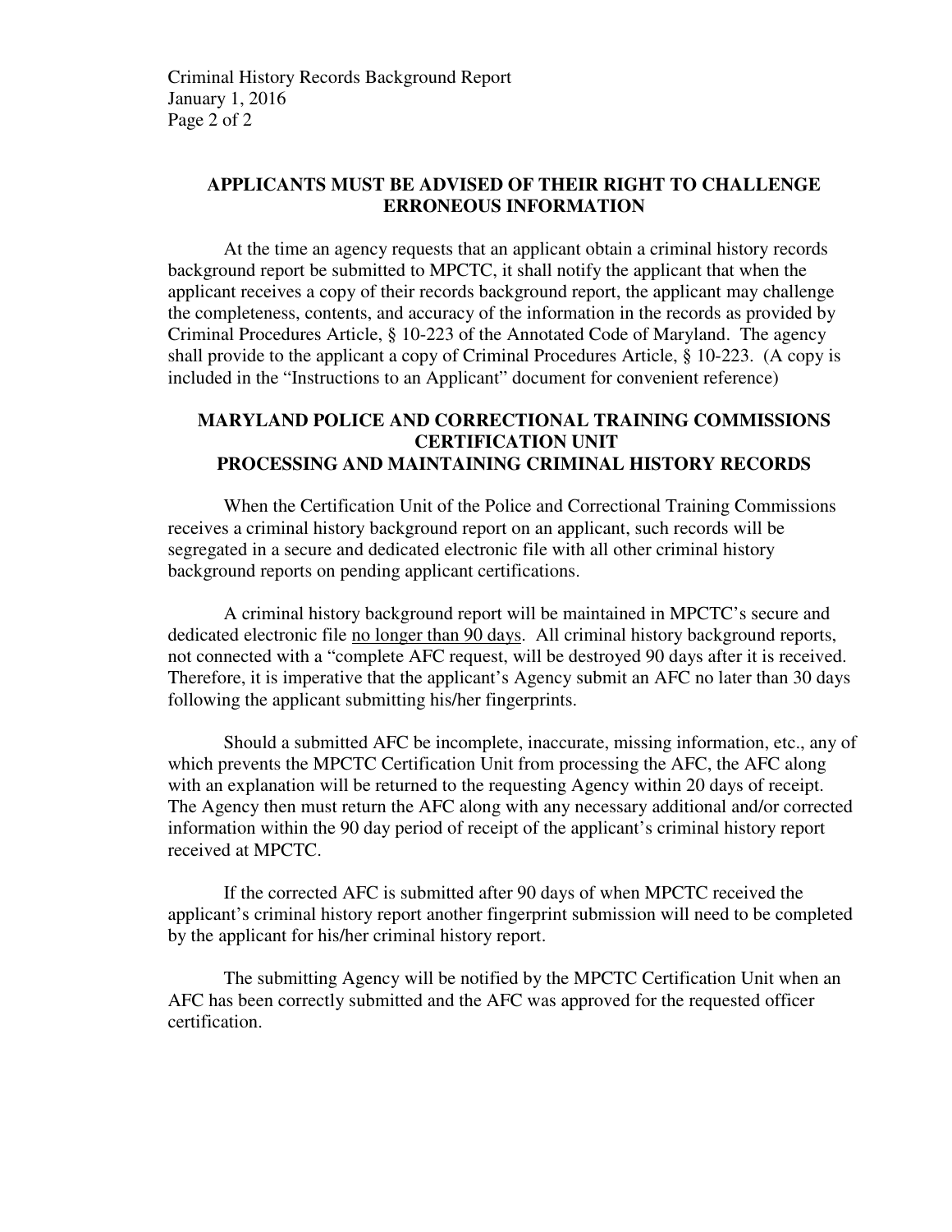## APPLICANTS MUST BE ADVISED OF THEIR RIGHT TO CHALLENGE ERRONEOUS INFORMATION

At the time an agency requests that an applicant obtain a criminal history records background report be submitted to MPCTC, it shall notify the applicant that when the applicant receives a copy of their records background report, the applicant may challenge the completeness, contents, and accuracy of the information in the records as provided by Criminal Procedures Article, § 10-223 of the Annotated Code of Maryland. The agency shall provide to the applicant a copy of Criminal Procedures Article, § 10-223. (A copy is included in the "Instructions to an Applicant" document for convenient reference)

## MARYLAND POLICE AND CORRECTIONAL TRAINING COMMISSIONS CERTIFICATION UNIT PROCESSING AND MAINTAINING CRIMINAL HISTORY RECORDS

When the Certification Unit of the Police and Correctional Training Commissions receives a criminal history background report on an applicant, such records will be segregated in a secure and dedicated electronic file with all other criminal history background reports on pending applicant certifications.

A criminal history background report will be maintained in MPCTC's secure and dedicated electronic file no longer than 90 days. All criminal history background reports, not connected with a "complete AFC request, will be destroyed 90 days after it is received. Therefore, it is imperative that the applicant's Agency submit an AFC no later than 30 days following the applicant submitting his/her fingerprints.

Should a submitted AFC be incomplete, inaccurate, missing information, etc., any of which prevents the MPCTC Certification Unit from processing the AFC, the AFC along with an explanation will be returned to the requesting Agency within 20 days of receipt. The Agency then must return the AFC along with any necessary additional and/or corrected information within the 90 day period of receipt of the applicant's criminal history report received at MPCTC.

If the corrected AFC is submitted after 90 days of when MPCTC received the applicant's criminal history report another fingerprint submission will need to be completed by the applicant for his/her criminal history report.

The submitting Agency will be notified by the MPCTC Certification Unit when an AFC has been correctly submitted and the AFC was approved for the requested officer certification.